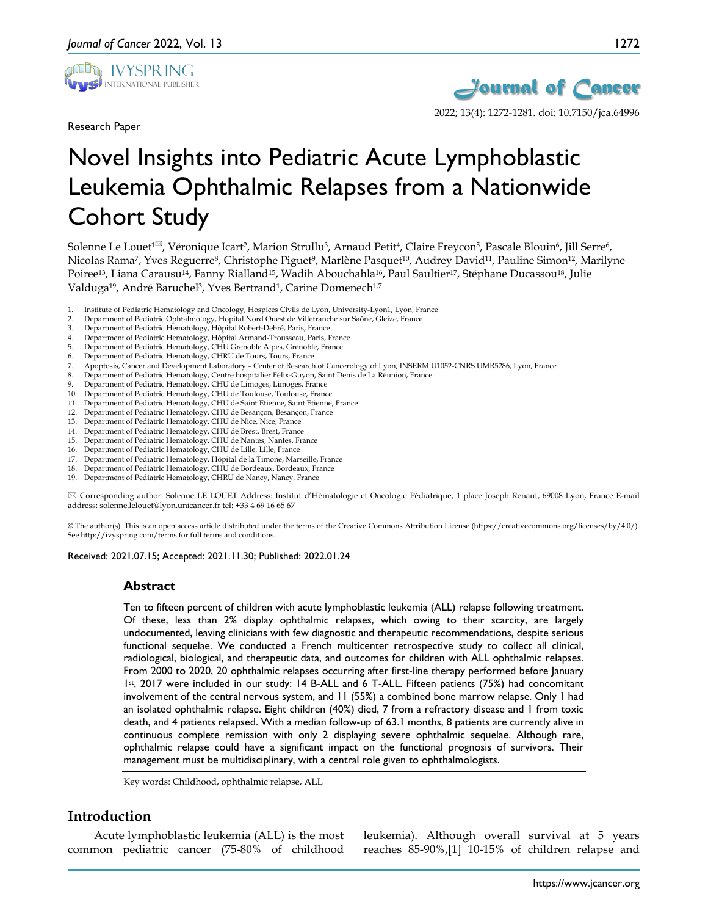Research Paper

# Novel Insights into Pediatric Acute Lymphoblastic Leukemia Ophthalmic Relapses from a Nationwide Cohort Study

Solenne Le Louet[1]✉, Véronique Icart[2], Marion Strullu[3], Arnaud Petit[4], Claire Freycon[5], Pascale Blouin[6], Jill Serre[6], Nicolas Rama[7], Yves Reguerre[8], Christophe Piguet[9], Marlène Pasquet[10], Audrey David[11], Pauline Simon[12], Marilyne Poiree[13], Liana Carausu[14], Fanny Rialland[15], Wadih Abouchahla[16], Paul Saultier[17], Stéphane Ducassou[18], Julie Valduga[19], André Baruchel[3], Yves Bertrand[1], Carine Domenech[1,7]

1. Institute of Pediatric Hematology and Oncology, Hospices Civils de Lyon, University-Lyon1, Lyon, France
2. Department of Pediatric Ophtalmology, Hopital Nord Ouest de Villefranche sur Saône, Gleize, France
3. Department of Pediatric Hematology, Hôpital Robert-Debré, Paris, France
4. Department of Pediatric Hematology, Hôpital Armand-Trousseau, Paris, France
5. Department of Pediatric Hematology, CHU Grenoble Alpes, Grenoble, France
6. Department of Pediatric Hematology, CHRU de Tours, Tours, France
7. Apoptosis, Cancer and Development Laboratory – Center of Research of Cancerology of Lyon, INSERM U1052-CNRS UMR5286, Lyon, France
8. Department of Pediatric Hematology, Centre hospitalier Félix-Guyon, Saint Denis de La Réunion, France
9. Department of Pediatric Hematology, CHU de Limoges, Limoges, France
10. Department of Pediatric Hematology, CHU de Toulouse, Toulouse, France
11. Department of Pediatric Hematology, CHU de Saint Etienne, Saint Etienne, France
12. Department of Pediatric Hematology, CHU de Besançon, Besançon, France
13. Department of Pediatric Hematology, CHU de Nice, Nice, France
14. Department of Pediatric Hematology, CHU de Brest, Brest, France
15. Department of Pediatric Hematology, CHU de Nantes, Nantes, France
16. Department of Pediatric Hematology, CHU de Lille, Lille, France
17. Department of Pediatric Hematology, Hôpital de la Timone, Marseille, France
18. Department of Pediatric Hematology, CHU de Bordeaux, Bordeaux, France
19. Department of Pediatric Hematology, CHRU de Nancy, Nancy, France

✉ Corresponding author: Solenne LE LOUET Address: Institut d'Hématologie et Oncologie Pédiatrique, 1 place Joseph Renaut, 69008 Lyon, France E-mail address: solenne.lelouet@lyon.unicancer.fr tel: +33 4 69 16 65 67

© The author(s). This is an open access article distributed under the terms of the Creative Commons Attribution License (https://creativecommons.org/licenses/by/4.0/). See http://ivyspring.com/terms for full terms and conditions.

Received: 2021.07.15; Accepted: 2021.11.30; Published: 2022.01.24

## Abstract

Ten to fifteen percent of children with acute lymphoblastic leukemia (ALL) relapse following treatment. Of these, less than 2% display ophthalmic relapses, which owing to their scarcity, are largely undocumented, leaving clinicians with few diagnostic and therapeutic recommendations, despite serious functional sequelae. We conducted a French multicenter retrospective study to collect all clinical, radiological, biological, and therapeutic data, and outcomes for children with ALL ophthalmic relapses. From 2000 to 2020, 20 ophthalmic relapses occurring after first-line therapy performed before January 1st, 2017 were included in our study: 14 B-ALL and 6 T-ALL. Fifteen patients (75%) had concomitant involvement of the central nervous system, and 11 (55%) a combined bone marrow relapse. Only 1 had an isolated ophthalmic relapse. Eight children (40%) died, 7 from a refractory disease and 1 from toxic death, and 4 patients relapsed. With a median follow-up of 63.1 months, 8 patients are currently alive in continuous complete remission with only 2 displaying severe ophthalmic sequelae. Although rare, ophthalmic relapse could have a significant impact on the functional prognosis of survivors. Their management must be multidisciplinary, with a central role given to ophthalmologists.

Key words: Childhood, ophthalmic relapse, ALL

## Introduction

Acute lymphoblastic leukemia (ALL) is the most common pediatric cancer (75-80% of childhood leukemia). Although overall survival at 5 years reaches 85-90%,[1] 10-15% of children relapse and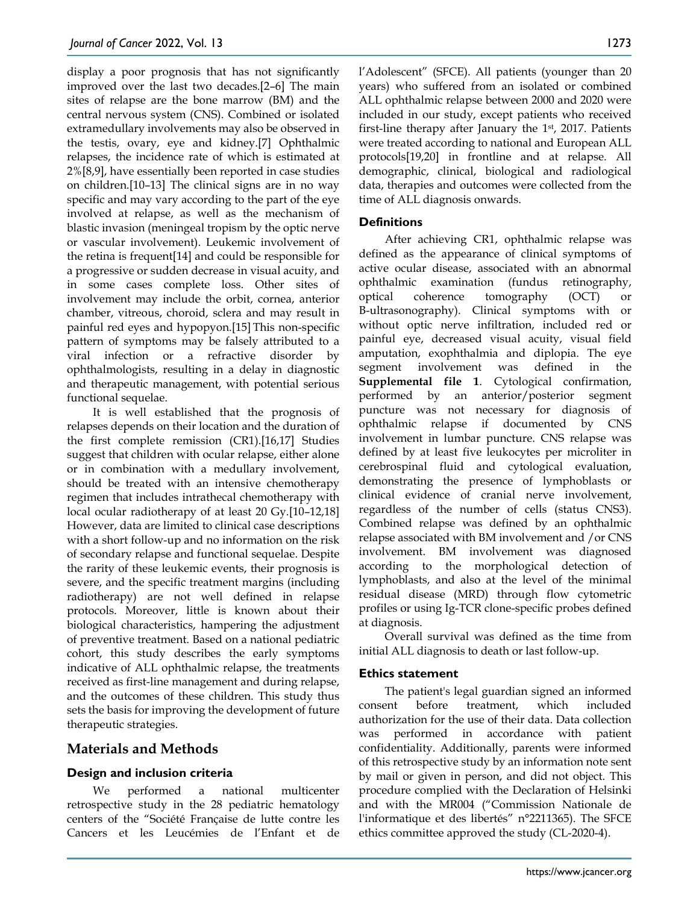display a poor prognosis that has not significantly improved over the last two decades.[2–6] The main sites of relapse are the bone marrow (BM) and the central nervous system (CNS). Combined or isolated extramedullary involvements may also be observed in the testis, ovary, eye and kidney.[7] Ophthalmic relapses, the incidence rate of which is estimated at 2%[8,9], have essentially been reported in case studies on children.[10–13] The clinical signs are in no way specific and may vary according to the part of the eye involved at relapse, as well as the mechanism of blastic invasion (meningeal tropism by the optic nerve or vascular involvement). Leukemic involvement of the retina is frequent[14] and could be responsible for a progressive or sudden decrease in visual acuity, and in some cases complete loss. Other sites of involvement may include the orbit, cornea, anterior chamber, vitreous, choroid, sclera and may result in painful red eyes and hypopyon.[15] This non-specific pattern of symptoms may be falsely attributed to a viral infection or a refractive disorder by ophthalmologists, resulting in a delay in diagnostic and therapeutic management, with potential serious functional sequelae.

It is well established that the prognosis of relapses depends on their location and the duration of the first complete remission (CR1).[16,17] Studies suggest that children with ocular relapse, either alone or in combination with a medullary involvement, should be treated with an intensive chemotherapy regimen that includes intrathecal chemotherapy with local ocular radiotherapy of at least 20 Gy.[10–12,18] However, data are limited to clinical case descriptions with a short follow-up and no information on the risk of secondary relapse and functional sequelae. Despite the rarity of these leukemic events, their prognosis is severe, and the specific treatment margins (including radiotherapy) are not well defined in relapse protocols. Moreover, little is known about their biological characteristics, hampering the adjustment of preventive treatment. Based on a national pediatric cohort, this study describes the early symptoms indicative of ALL ophthalmic relapse, the treatments received as first-line management and during relapse, and the outcomes of these children. This study thus sets the basis for improving the development of future therapeutic strategies.

## Materials and Methods

### Design and inclusion criteria

We performed a national multicenter retrospective study in the 28 pediatric hematology centers of the "Société Française de lutte contre les Cancers et les Leucémies de l'Enfant et de l'Adolescent" (SFCE). All patients (younger than 20 years) who suffered from an isolated or combined ALL ophthalmic relapse between 2000 and 2020 were included in our study, except patients who received first-line therapy after January the 1st, 2017. Patients were treated according to national and European ALL protocols[19,20] in frontline and at relapse. All demographic, clinical, biological and radiological data, therapies and outcomes were collected from the time of ALL diagnosis onwards.

### Definitions

After achieving CR1, ophthalmic relapse was defined as the appearance of clinical symptoms of active ocular disease, associated with an abnormal ophthalmic examination (fundus retinography, optical coherence tomography (OCT) or B-ultrasonography). Clinical symptoms with or without optic nerve infiltration, included red or painful eye, decreased visual acuity, visual field amputation, exophthalmia and diplopia. The eye segment involvement was defined in the **Supplemental file 1**. Cytological confirmation, performed by an anterior/posterior segment puncture was not necessary for diagnosis of ophthalmic relapse if documented by CNS involvement in lumbar puncture. CNS relapse was defined by at least five leukocytes per microliter in cerebrospinal fluid and cytological evaluation, demonstrating the presence of lymphoblasts or clinical evidence of cranial nerve involvement, regardless of the number of cells (status CNS3). Combined relapse was defined by an ophthalmic relapse associated with BM involvement and /or CNS involvement. BM involvement was diagnosed according to the morphological detection of lymphoblasts, and also at the level of the minimal residual disease (MRD) through flow cytometric profiles or using Ig-TCR clone-specific probes defined at diagnosis.

Overall survival was defined as the time from initial ALL diagnosis to death or last follow-up.

### Ethics statement

The patient's legal guardian signed an informed consent before treatment, which included authorization for the use of their data. Data collection was performed in accordance with patient confidentiality. Additionally, parents were informed of this retrospective study by an information note sent by mail or given in person, and did not object. This procedure complied with the Declaration of Helsinki and with the MR004 ("Commission Nationale de l'informatique et des libertés" n°2211365). The SFCE ethics committee approved the study (CL-2020-4).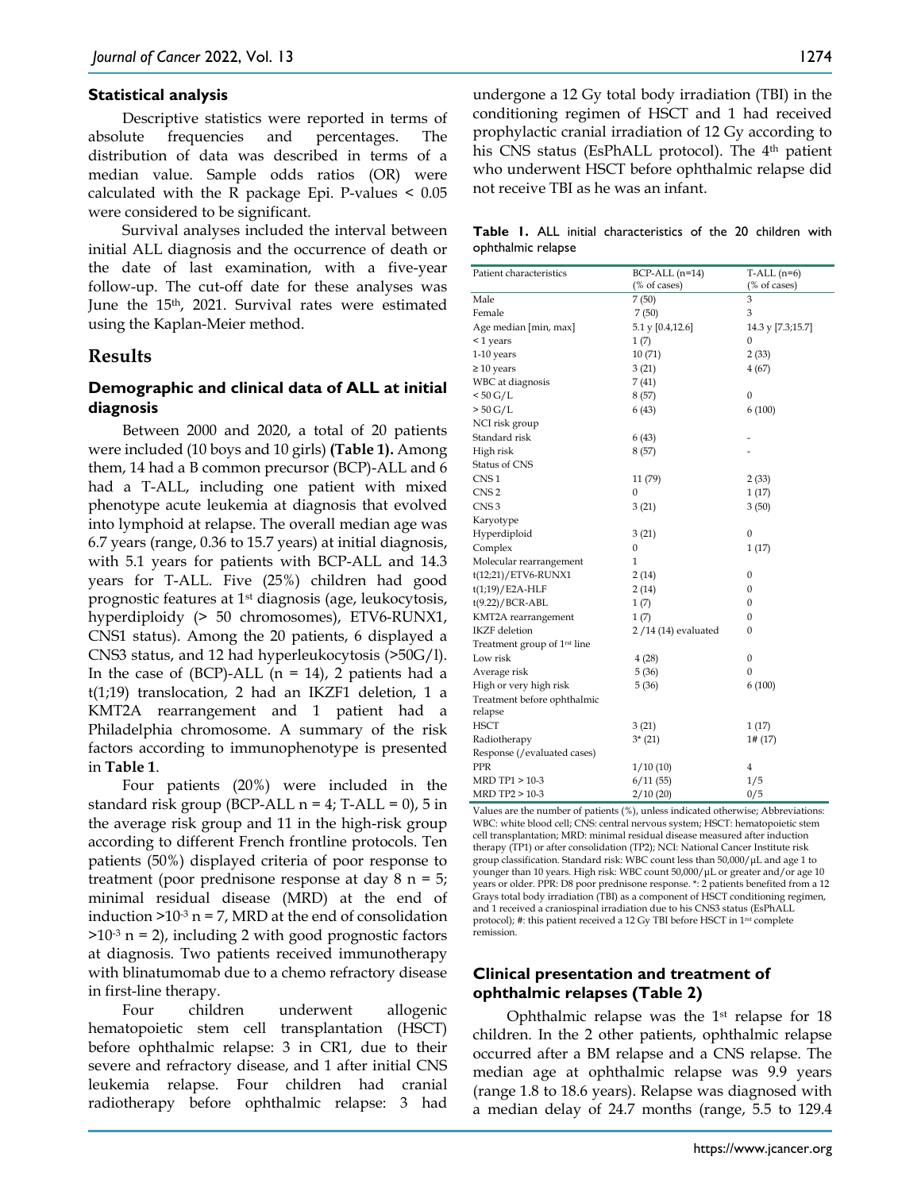### Statistical analysis

Descriptive statistics were reported in terms of absolute frequencies and percentages. The distribution of data was described in terms of a median value. Sample odds ratios (OR) were calculated with the R package Epi. P-values < 0.05 were considered to be significant.

Survival analyses included the interval between initial ALL diagnosis and the occurrence of death or the date of last examination, with a five-year follow-up. The cut-off date for these analyses was June the 15th, 2021. Survival rates were estimated using the Kaplan-Meier method.

## Results

### Demographic and clinical data of ALL at initial diagnosis

Between 2000 and 2020, a total of 20 patients were included (10 boys and 10 girls) **(Table 1).** Among them, 14 had a B common precursor (BCP)-ALL and 6 had a T-ALL, including one patient with mixed phenotype acute leukemia at diagnosis that evolved into lymphoid at relapse. The overall median age was 6.7 years (range, 0.36 to 15.7 years) at initial diagnosis, with 5.1 years for patients with BCP-ALL and 14.3 years for T-ALL. Five (25%) children had good prognostic features at 1st diagnosis (age, leukocytosis, hyperdiploidy (> 50 chromosomes), ETV6-RUNX1, CNS1 status). Among the 20 patients, 6 displayed a CNS3 status, and 12 had hyperleukocytosis (>50G/l). In the case of (BCP)-ALL (n = 14), 2 patients had a t(1;19) translocation, 2 had an IKZF1 deletion, 1 a KMT2A rearrangement and 1 patient had a Philadelphia chromosome. A summary of the risk factors according to immunophenotype is presented in **Table 1**.

Four patients (20%) were included in the standard risk group (BCP-ALL n = 4; T-ALL = 0), 5 in the average risk group and 11 in the high-risk group according to different French frontline protocols. Ten patients (50%) displayed criteria of poor response to treatment (poor prednisone response at day 8 n = 5; minimal residual disease (MRD) at the end of induction >$10^{-3}$ n = 7, MRD at the end of consolidation >$10^{-3}$ n = 2), including 2 with good prognostic factors at diagnosis. Two patients received immunotherapy with blinatumomab due to a chemo refractory disease in first-line therapy.

Four children underwent allogenic hematopoietic stem cell transplantation (HSCT) before ophthalmic relapse: 3 in CR1, due to their severe and refractory disease, and 1 after initial CNS leukemia relapse. Four children had cranial radiotherapy before ophthalmic relapse: 3 had undergone a 12 Gy total body irradiation (TBI) in the conditioning regimen of HSCT and 1 had received prophylactic cranial irradiation of 12 Gy according to his CNS status (EsPhALL protocol). The 4th patient who underwent HSCT before ophthalmic relapse did not receive TBI as he was an infant.

**Table 1.** ALL initial characteristics of the 20 children with ophthalmic relapse

| Patient characteristics | BCP-ALL (n=14) (% of cases) | T-ALL (n=6) (% of cases) |
|---|---|---|
| Male | 7 (50) | 3 |
| Female | 7 (50) | 3 |
| Age median [min, max] | 5.1 y [0.4,12.6] | 14.3 y [7.3;15.7] |
| < 1 years | 1 (7) | 0 |
| 1-10 years | 10 (71) | 2 (33) |
| ≥ 10 years | 3 (21) | 4 (67) |
| WBC at diagnosis | 7 (41) | |
| < 50 G/L | 8 (57) | 0 |
| > 50 G/L | 6 (43) | 6 (100) |
| NCI risk group | | |
| Standard risk | 6 (43) | - |
| High risk | 8 (57) | - |
| Status of CNS | | |
| CNS 1 | 11 (79) | 2 (33) |
| CNS 2 | 0 | 1 (17) |
| CNS 3 | 3 (21) | 3 (50) |
| Karyotype | | |
| Hyperdiploid | 3 (21) | 0 |
| Complex | 0 | 1 (17) |
| Molecular rearrangement | 1 | |
| t(12;21)/ETV6-RUNX1 | 2 (14) | 0 |
| t(1;19)/E2A-HLF | 2 (14) | 0 |
| t(9.22)/BCR-ABL | 1 (7) | 0 |
| KMT2A rearrangement | 1 (7) | 0 |
| IKZF deletion | 2 /14 (14) evaluated | 0 |
| Treatment group of 1st line | | |
| Low risk | 4 (28) | 0 |
| Average risk | 5 (36) | 0 |
| High or very high risk | 5 (36) | 6 (100) |
| Treatment before ophthalmic relapse | | |
| HSCT | 3 (21) | 1 (17) |
| Radiotherapy | 3* (21) | 1# (17) |
| Response (/evaluated cases) | | |
| PPR | 1/10 (10) | 4 |
| MRD TP1 > 10-3 | 6/11 (55) | 1/5 |
| MRD TP2 > 10-3 | 2/10 (20) | 0/5 |

Values are the number of patients (%), unless indicated otherwise; Abbreviations: WBC: white blood cell; CNS: central nervous system; HSCT: hematopoietic stem cell transplantation; MRD: minimal residual disease measured after induction therapy (TP1) or after consolidation (TP2); NCI: National Cancer Institute risk group classification. Standard risk: WBC count less than 50,000/µL and age 1 to younger than 10 years. High risk: WBC count 50,000/µL or greater and/or age 10 years or older. PPR: D8 poor prednisone response. *: 2 patients benefited from a 12 Grays total body irradiation (TBI) as a component of HSCT conditioning regimen, and 1 received a craniospinal irradiation due to his CNS3 status (EsPhALL protocol); #: this patient received a 12 Gy TBI before HSCT in 1st complete remission.

### Clinical presentation and treatment of ophthalmic relapses (Table 2)

Ophthalmic relapse was the 1st relapse for 18 children. In the 2 other patients, ophthalmic relapse occurred after a BM relapse and a CNS relapse. The median age at ophthalmic relapse was 9.9 years (range 1.8 to 18.6 years). Relapse was diagnosed with a median delay of 24.7 months (range, 5.5 to 129.4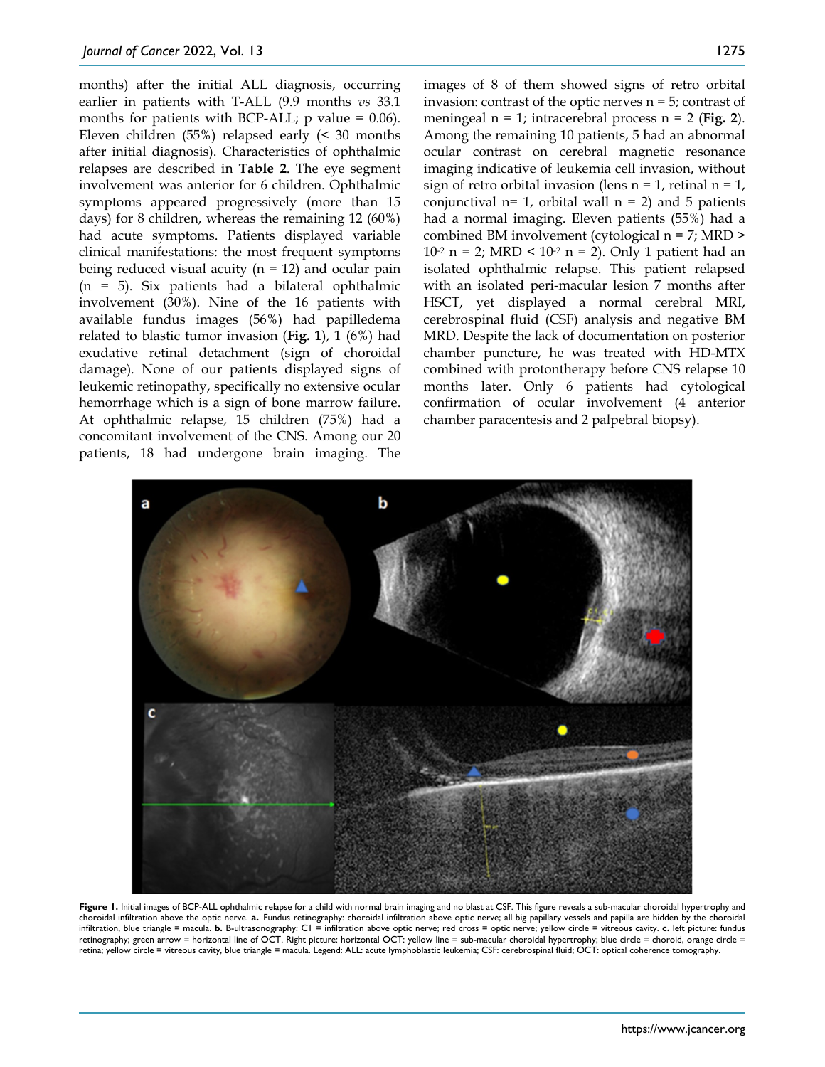months) after the initial ALL diagnosis, occurring earlier in patients with T-ALL (9.9 months *vs* 33.1 months for patients with BCP-ALL; p value = 0.06). Eleven children (55%) relapsed early (< 30 months after initial diagnosis). Characteristics of ophthalmic relapses are described in **Table 2**. The eye segment involvement was anterior for 6 children. Ophthalmic symptoms appeared progressively (more than 15 days) for 8 children, whereas the remaining 12 (60%) had acute symptoms. Patients displayed variable clinical manifestations: the most frequent symptoms being reduced visual acuity (n = 12) and ocular pain (n = 5). Six patients had a bilateral ophthalmic involvement (30%). Nine of the 16 patients with available fundus images (56%) had papilledema related to blastic tumor invasion (**Fig. 1**), 1 (6%) had exudative retinal detachment (sign of choroidal damage). None of our patients displayed signs of leukemic retinopathy, specifically no extensive ocular hemorrhage which is a sign of bone marrow failure. At ophthalmic relapse, 15 children (75%) had a concomitant involvement of the CNS. Among our 20 patients, 18 had undergone brain imaging. The images of 8 of them showed signs of retro orbital invasion: contrast of the optic nerves n = 5; contrast of meningeal n = 1; intracerebral process n = 2 (**Fig. 2**). Among the remaining 10 patients, 5 had an abnormal ocular contrast on cerebral magnetic resonance imaging indicative of leukemia cell invasion, without sign of retro orbital invasion (lens n = 1, retinal n = 1, conjunctival n= 1, orbital wall n = 2) and 5 patients had a normal imaging. Eleven patients (55%) had a combined BM involvement (cytological n = 7; MRD > $10^{-2}$ n = 2; MRD < $10^{-2}$ n = 2). Only 1 patient had an isolated ophthalmic relapse. This patient relapsed with an isolated peri-macular lesion 7 months after HSCT, yet displayed a normal cerebral MRI, cerebrospinal fluid (CSF) analysis and negative BM MRD. Despite the lack of documentation on posterior chamber puncture, he was treated with HD-MTX combined with protontherapy before CNS relapse 10 months later. Only 6 patients had cytological confirmation of ocular involvement (4 anterior chamber paracentesis and 2 palpebral biopsy).

**Figure 1.** Initial images of BCP-ALL ophthalmic relapse for a child with normal brain imaging and no blast at CSF. This figure reveals a sub-macular choroidal hypertrophy and choroidal infiltration above the optic nerve. **a.** Fundus retinography: choroidal infiltration above optic nerve; all big papillary vessels and papilla are hidden by the choroidal infiltration, blue triangle = macula. **b.** B-ultrasonography: C1 = infiltration above optic nerve; red cross = optic nerve; yellow circle = vitreous cavity. **c.** left picture: fundus retinography; green arrow = horizontal line of OCT. Right picture: horizontal OCT: yellow line = sub-macular choroidal hypertrophy; blue circle = choroid, orange circle = retina; yellow circle = vitreous cavity, blue triangle = macula. Legend: ALL: acute lymphoblastic leukemia; CSF: cerebrospinal fluid; OCT: optical coherence tomography.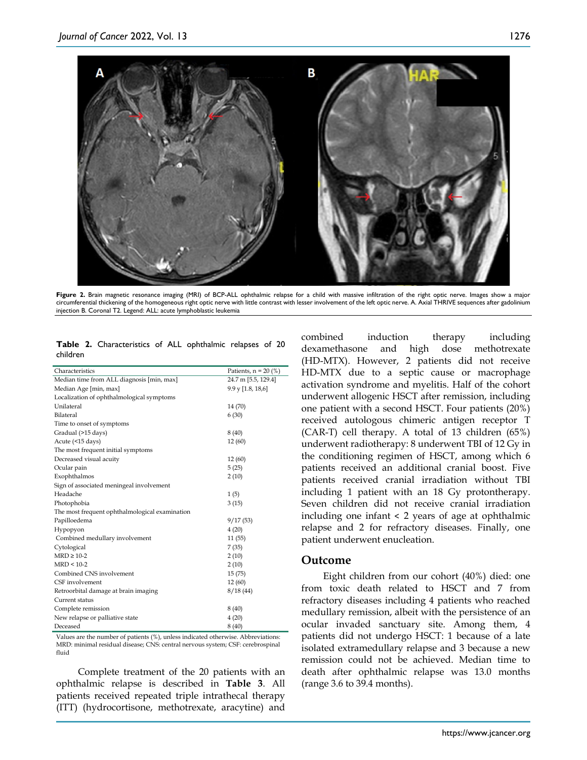**Figure 2.** Brain magnetic resonance imaging (MRI) of BCP-ALL ophthalmic relapse for a child with massive infiltration of the right optic nerve. Images show a major circumferential thickening of the homogeneous right optic nerve with little contrast with lesser involvement of the left optic nerve. A. Axial THRIVE sequences after gadolinium injection B. Coronal T2. Legend: ALL: acute lymphoblastic leukemia

**Table 2.** Characteristics of ALL ophthalmic relapses of 20 children

| Characteristics | Patients, n = 20 (%) |
|---|---|
| Median time from ALL diagnosis [min, max] | 24.7 m [5.5, 129.4] |
| Median Age [min, max] | 9.9 y [1.8, 18,6] |
| Localization of ophthalmological symptoms | |
| Unilateral | 14 (70) |
| Bilateral | 6 (30) |
| Time to onset of symptoms | |
| Gradual (>15 days) | 8 (40) |
| Acute (<15 days) | 12 (60) |
| The most frequent initial symptoms | |
| Decreased visual acuity | 12 (60) |
| Ocular pain | 5 (25) |
| Exophthalmos | 2 (10) |
| Sign of associated meningeal involvement | |
| Headache | 1 (5) |
| Photophobia | 3 (15) |
| The most frequent ophthalmological examination | |
| Papilloedema | 9/17 (53) |
| Hypopyon | 4 (20) |
| Combined medullary involvement | 11 (55) |
| Cytological | 7 (35) |
| MRD ≥ 10-2 | 2 (10) |
| MRD < 10-2 | 2 (10) |
| Combined CNS involvement | 15 (75) |
| CSF involvement | 12 (60) |
| Retroorbital damage at brain imaging | 8/18 (44) |
| Current status | |
| Complete remission | 8 (40) |
| New relapse or palliative state | 4 (20) |
| Deceased | 8 (40) |

Values are the number of patients (%), unless indicated otherwise. Abbreviations: MRD: minimal residual disease; CNS: central nervous system; CSF: cerebrospinal fluid

Complete treatment of the 20 patients with an ophthalmic relapse is described in **Table 3**. All patients received repeated triple intrathecal therapy (ITT) (hydrocortisone, methotrexate, aracytine) and combined induction therapy including dexamethasone and high dose methotrexate (HD-MTX). However, 2 patients did not receive HD-MTX due to a septic cause or macrophage activation syndrome and myelitis. Half of the cohort underwent allogenic HSCT after remission, including one patient with a second HSCT. Four patients (20%) received autologous chimeric antigen receptor T (CAR-T) cell therapy. A total of 13 children (65%) underwent radiotherapy: 8 underwent TBI of 12 Gy in the conditioning regimen of HSCT, among which 6 patients received an additional cranial boost. Five patients received cranial irradiation without TBI including 1 patient with an 18 Gy protontherapy. Seven children did not receive cranial irradiation including one infant < 2 years of age at ophthalmic relapse and 2 for refractory diseases. Finally, one patient underwent enucleation.

## Outcome

Eight children from our cohort (40%) died: one from toxic death related to HSCT and 7 from refractory diseases including 4 patients who reached medullary remission, albeit with the persistence of an ocular invaded sanctuary site. Among them, 4 patients did not undergo HSCT: 1 because of a late isolated extramedullary relapse and 3 because a new remission could not be achieved. Median time to death after ophthalmic relapse was 13.0 months (range 3.6 to 39.4 months).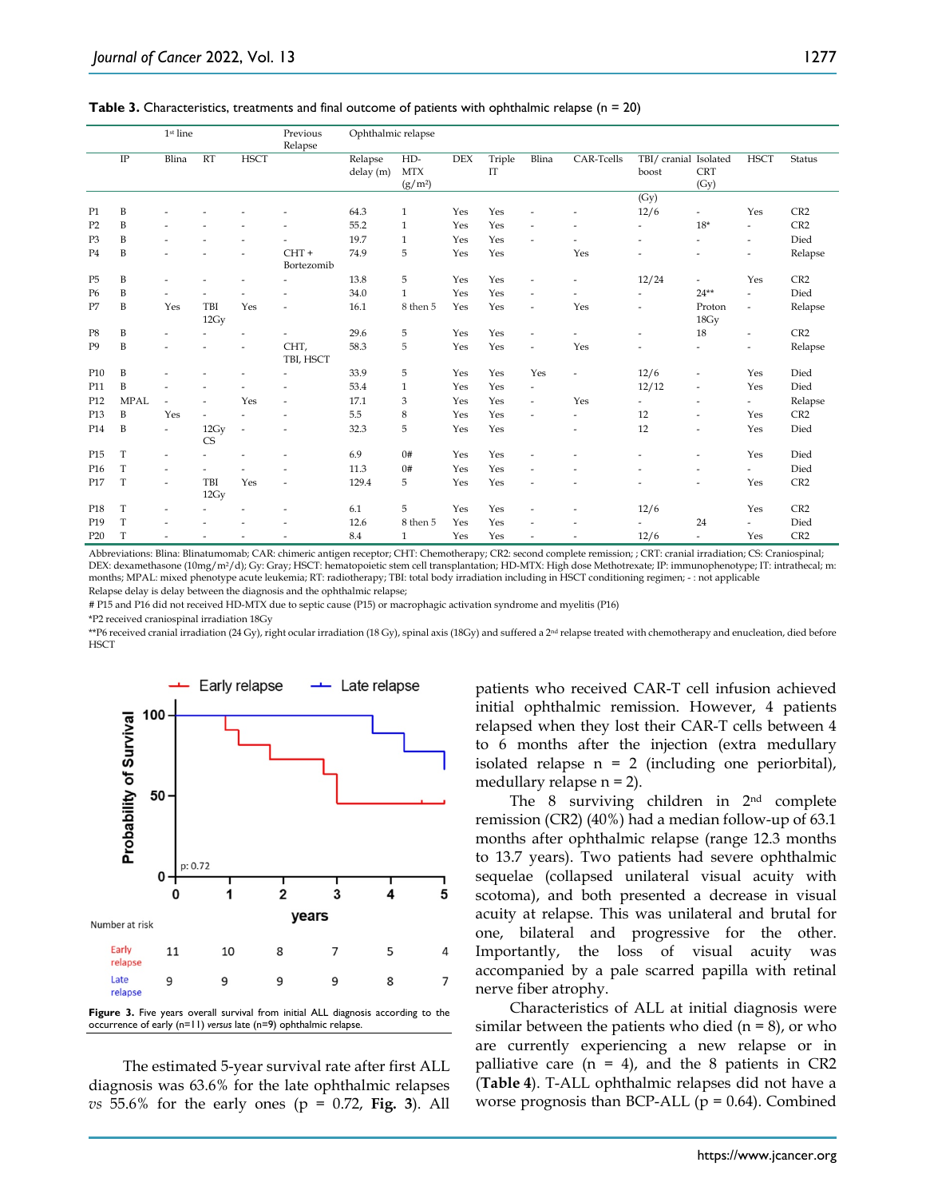**Table 3.** Characteristics, treatments and final outcome of patients with ophthalmic relapse (n = 20)

| | | 1st line | | | Previous Relapse | Ophthalmic relapse | | | | | | | | | |
|---|---|---|---|---|---|---|---|---|---|---|---|---|---|---|---|
| | IP | Blina | RT | HSCT | | Relapse delay (m) | HD-MTX (g/m²) | DEX | Triple IT | Blina | CAR-Tcells | TBI/ cranial boost (Gy) | Isolated CRT (Gy) | HSCT | Status |
| P1 | B | - | - | - | - | 64.3 | 1 | Yes | Yes | - | - | 12/6 | - | Yes | CR2 |
| P2 | B | - | - | - | - | 55.2 | 1 | Yes | Yes | - | - | - | 18* | - | CR2 |
| P3 | B | - | - | - | - | 19.7 | 1 | Yes | Yes | - | - | - | - | - | Died |
| P4 | B | - | - | - | CHT + Bortezomib | 74.9 | 5 | Yes | Yes | | Yes | - | - | - | Relapse |
| P5 | B | - | - | - | - | 13.8 | 5 | Yes | Yes | - | - | 12/24 | - | Yes | CR2 |
| P6 | B | - | - | - | - | 34.0 | 1 | Yes | Yes | - | - | - | 24** | - | Died |
| P7 | B | Yes | TBI 12Gy | Yes | - | 16.1 | 8 then 5 | Yes | Yes | - | Yes | - | Proton 18Gy | - | Relapse |
| P8 | B | - | - | - | - | 29.6 | 5 | Yes | Yes | - | - | - | 18 | - | CR2 |
| P9 | B | - | - | - | CHT, TBI, HSCT | 58.3 | 5 | Yes | Yes | - | Yes | - | - | - | Relapse |
| P10 | B | - | - | - | - | 33.9 | 5 | Yes | Yes | Yes | - | 12/6 | - | Yes | Died |
| P11 | B | - | - | - | - | 53.4 | 1 | Yes | Yes | - | | 12/12 | - | Yes | Died |
| P12 | MPAL | - | - | Yes | - | 17.1 | 3 | Yes | Yes | - | Yes | - | - | - | Relapse |
| P13 | B | Yes | - | - | - | 5.5 | 8 | Yes | Yes | - | - | 12 | - | Yes | CR2 |
| P14 | B | - | 12Gy CS | - | - | 32.3 | 5 | Yes | Yes | | - | 12 | - | Yes | Died |
| P15 | T | - | - | - | - | 6.9 | 0# | Yes | Yes | - | - | - | - | Yes | Died |
| P16 | T | - | - | - | - | 11.3 | 0# | Yes | Yes | - | - | - | - | - | Died |
| P17 | T | - | TBI 12Gy | Yes | - | 129.4 | 5 | Yes | Yes | - | - | - | - | Yes | CR2 |
| P18 | T | - | - | - | - | 6.1 | 5 | Yes | Yes | - | - | 12/6 | | Yes | CR2 |
| P19 | T | - | - | - | - | 12.6 | 8 then 5 | Yes | Yes | - | - | - | 24 | - | Died |
| P20 | T | - | - | - | - | 8.4 | 1 | Yes | Yes | - | - | 12/6 | - | Yes | CR2 |

Abbreviations: Blina: Blinatumomab; CAR: chimeric antigen receptor; CHT: Chemotherapy; CR2: second complete remission; ; CRT: cranial irradiation; CS: Craniospinal; DEX: dexamethasone (10mg/m²/d); Gy: Gray; HSCT: hematopoietic stem cell transplantation; HD-MTX: High dose Methotrexate; IP: immunophenotype; IT: intrathecal; m: months; MPAL: mixed phenotype acute leukemia; RT: radiotherapy; TBI: total body irradiation including in HSCT conditioning regimen; - : not applicable

Relapse delay is delay between the diagnosis and the ophthalmic relapse;

# P15 and P16 did not received HD-MTX due to septic cause (P15) or macrophagic activation syndrome and myelitis (P16)

*P2 received craniospinal irradiation 18Gy

**P6 received cranial irradiation (24 Gy), right ocular irradiation (18 Gy), spinal axis (18Gy) and suffered a 2nd relapse treated with chemotherapy and enucleation, died before HSCT

**Figure 3.** Five years overall survival from initial ALL diagnosis according to the occurrence of early (n=11) *versus* late (n=9) ophthalmic relapse.

The estimated 5-year survival rate after first ALL diagnosis was 63.6% for the late ophthalmic relapses *vs* 55.6% for the early ones ($p = 0.72$, **Fig. 3**). All patients who received CAR-T cell infusion achieved initial ophthalmic remission. However, 4 patients relapsed when they lost their CAR-T cells between 4 to 6 months after the injection (extra medullary isolated relapse n = 2 (including one periorbital), medullary relapse n = 2).

The 8 surviving children in 2nd complete remission (CR2) (40%) had a median follow-up of 63.1 months after ophthalmic relapse (range 12.3 months to 13.7 years). Two patients had severe ophthalmic sequelae (collapsed unilateral visual acuity with scotoma), and both presented a decrease in visual acuity at relapse. This was unilateral and brutal for one, bilateral and progressive for the other. Importantly, the loss of visual acuity was accompanied by a pale scarred papilla with retinal nerve fiber atrophy.

Characteristics of ALL at initial diagnosis were similar between the patients who died (n = 8), or who are currently experiencing a new relapse or in palliative care (n = 4), and the 8 patients in CR2 (**Table 4**). T-ALL ophthalmic relapses did not have a worse prognosis than BCP-ALL ($p = 0.64$). Combined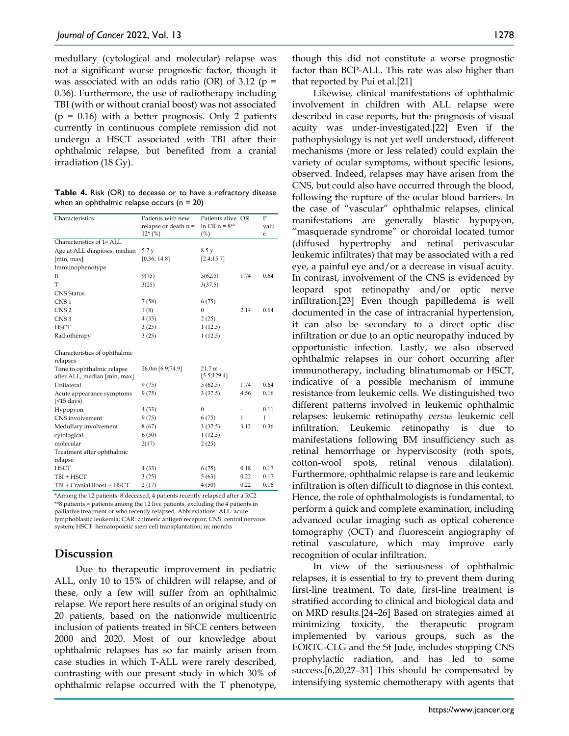medullary (cytological and molecular) relapse was not a significant worse prognostic factor, though it was associated with an odds ratio (OR) of 3.12 ($p = 0.36$). Furthermore, the use of radiotherapy including TBI (with or without cranial boost) was not associated ($p = 0.16$) with a better prognosis. Only 2 patients currently in continuous complete remission did not undergo a HSCT associated with TBI after their ophthalmic relapse, but benefited from a cranial irradiation (18 Gy).

**Table 4.** Risk (OR) to decease or to have a refractory disease when an ophthalmic relapse occurs (n = 20)

| Characteristics | Patients with new relapse or death n = 12* (%) | Patients alive in CR n = 8** (%) | OR | P value |
|---|---|---|---|---|
| Characteristics of 1st ALL | | | | |
| Age at ALL diagnosis, median [min, max] | 5.7 y [0.36; 14.8] | 8.5 y [2.4;15.7] | | |
| Immunophenotype | | | | |
| B | 9(75) | 5(62.5) | 1.74 | 0.64 |
| T | 3(25) | 3(37.5) | | |
| CNS Status | | | | |
| CNS 1 | 7 (58) | 6 (75) | | |
| CNS 2 | 1 (8) | 0 | 2.14 | 0.64 |
| CNS 3 | 4 (33) | 2 (25) | | |
| HSCT | 3 (25) | 1 (12.5) | | |
| Radiotherapy | 3 (25) | 1 (12.5) | | |
| Characteristics of ophthalmic relapses | | | | |
| Time to ophthalmic relapse after ALL, median [min, max] | 26.0m [6.9;74.9] | 21.7 m [5.5;129.4] | | |
| Unilateral | 9 (75) | 5 (62.5) | 1.74 | 0.64 |
| Acute appearance symptoms (<15 days) | 9 (75) | 3 (37.5) | 4.56 | 0.16 |
| Hypopyon | 4 (33) | 0 | - | 0.11 |
| CNS involvement | 9 (75) | 6 (75) | 1 | 1 |
| Medullary involvement | 8 (67) | 3 (37.5) | 3.12 | 0.36 |
| cytological | 6 (50) | 1 (12.5) | | |
| molecular | 2(17) | 2 (25) | | |
| Treatment after ophthalmic relapse | | | | |
| HSCT | 4 (33) | 6 (75) | 0.18 | 0.17 |
| TBI + HSCT | 3 (25) | 5 (63) | 0.22 | 0.17 |
| TBI + Cranial Boost + HSCT | 2 (17) | 4 (50) | 0.22 | 0.16 |

*Among the 12 patients: 8 deceased, 4 patients recently relapsed after a RC2
**8 patients = patients among the 12 live patients, excluding the 4 patients in palliative treatment or who recently relapsed. Abbreviations: ALL: acute lymphoblastic leukemia; CAR: chimeric antigen receptor; CNS: central nervous system; HSCT: hematopoietic stem cell transplantation; m: months

## Discussion

Due to therapeutic improvement in pediatric ALL, only 10 to 15% of children will relapse, and of these, only a few will suffer from an ophthalmic relapse. We report here results of an original study on 20 patients, based on the nationwide multicentric inclusion of patients treated in SFCE centers between 2000 and 2020. Most of our knowledge about ophthalmic relapses has so far mainly arisen from case studies in which T-ALL were rarely described, contrasting with our present study in which 30% of ophthalmic relapse occurred with the T phenotype, though this did not constitute a worse prognostic factor than BCP-ALL. This rate was also higher than that reported by Pui et al.[21]

Likewise, clinical manifestations of ophthalmic involvement in children with ALL relapse were described in case reports, but the prognosis of visual acuity was under-investigated.[22] Even if the pathophysiology is not yet well understood, different mechanisms (more or less related) could explain the variety of ocular symptoms, without specific lesions, observed. Indeed, relapses may have arisen from the CNS, but could also have occurred through the blood, following the rupture of the ocular blood barriers. In the case of "vascular" ophthalmic relapses, clinical manifestations are generally blastic hypopyon, "masquerade syndrome" or choroidal located tumor (diffused hypertrophy and retinal perivascular leukemic infiltrates) that may be associated with a red eye, a painful eye and/or a decrease in visual acuity. In contrast, involvement of the CNS is evidenced by leopard spot retinopathy and/or optic nerve infiltration.[23] Even though papilledema is well documented in the case of intracranial hypertension, it can also be secondary to a direct optic disc infiltration or due to an optic neuropathy induced by opportunistic infection. Lastly, we also observed ophthalmic relapses in our cohort occurring after immunotherapy, including blinatumomab or HSCT, indicative of a possible mechanism of immune resistance from leukemic cells. We distinguished two different patterns involved in leukemic ophthalmic relapses: leukemic retinopathy *versus* leukemic cell infiltration. Leukemic retinopathy is due to manifestations following BM insufficiency such as retinal hemorrhage or hyperviscosity (roth spots, cotton-wool spots, retinal venous dilatation). Furthermore, ophthalmic relapse is rare and leukemic infiltration is often difficult to diagnose in this context. Hence, the role of ophthalmologists is fundamental, to perform a quick and complete examination, including advanced ocular imaging such as optical coherence tomography (OCT) and fluorescein angiography of retinal vasculature, which may improve early recognition of ocular infiltration.

In view of the seriousness of ophthalmic relapses, it is essential to try to prevent them during first-line treatment. To date, first-line treatment is stratified according to clinical and biological data and on MRD results.[24–26] Based on strategies aimed at minimizing toxicity, the therapeutic program implemented by various groups, such as the EORTC-CLG and the St Jude, includes stopping CNS prophylactic radiation, and has led to some success.[6,20,27–31] This should be compensated by intensifying systemic chemotherapy with agents that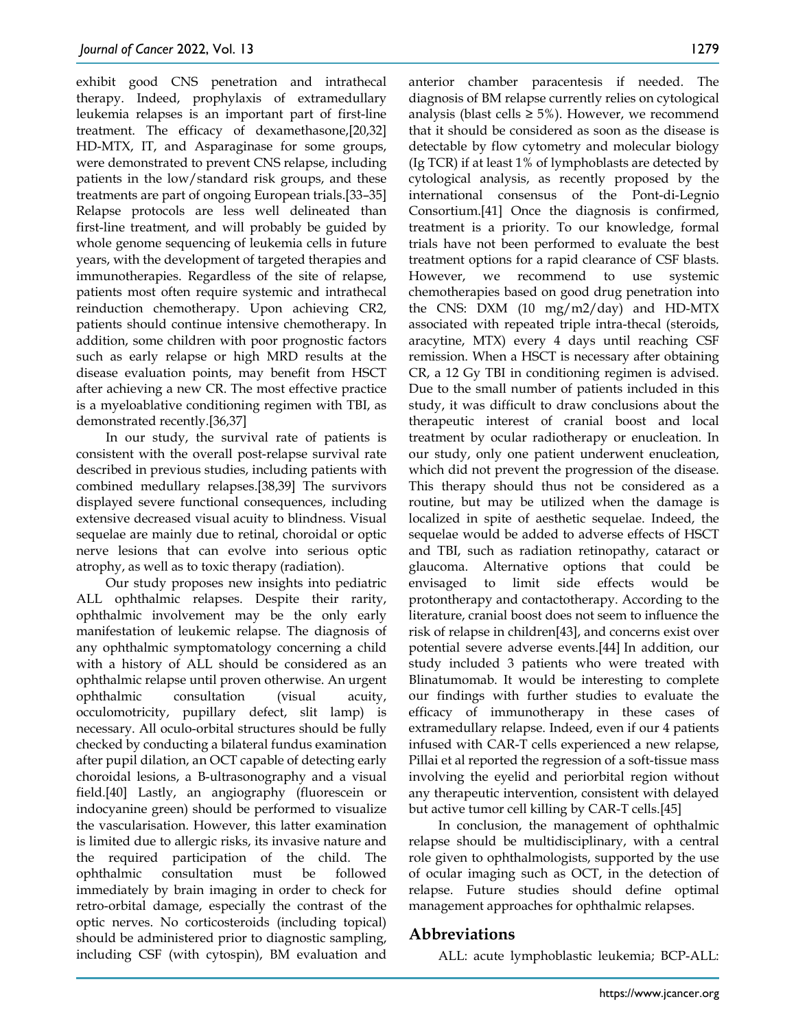exhibit good CNS penetration and intrathecal therapy. Indeed, prophylaxis of extramedullary leukemia relapses is an important part of first-line treatment. The efficacy of dexamethasone,[20,32] HD-MTX, IT, and Asparaginase for some groups, were demonstrated to prevent CNS relapse, including patients in the low/standard risk groups, and these treatments are part of ongoing European trials.[33–35] Relapse protocols are less well delineated than first-line treatment, and will probably be guided by whole genome sequencing of leukemia cells in future years, with the development of targeted therapies and immunotherapies. Regardless of the site of relapse, patients most often require systemic and intrathecal reinduction chemotherapy. Upon achieving CR2, patients should continue intensive chemotherapy. In addition, some children with poor prognostic factors such as early relapse or high MRD results at the disease evaluation points, may benefit from HSCT after achieving a new CR. The most effective practice is a myeloablative conditioning regimen with TBI, as demonstrated recently.[36,37]

In our study, the survival rate of patients is consistent with the overall post-relapse survival rate described in previous studies, including patients with combined medullary relapses.[38,39] The survivors displayed severe functional consequences, including extensive decreased visual acuity to blindness. Visual sequelae are mainly due to retinal, choroidal or optic nerve lesions that can evolve into serious optic atrophy, as well as to toxic therapy (radiation).

Our study proposes new insights into pediatric ALL ophthalmic relapses. Despite their rarity, ophthalmic involvement may be the only early manifestation of leukemic relapse. The diagnosis of any ophthalmic symptomatology concerning a child with a history of ALL should be considered as an ophthalmic relapse until proven otherwise. An urgent ophthalmic consultation (visual acuity, occulomotricity, pupillary defect, slit lamp) is necessary. All oculo-orbital structures should be fully checked by conducting a bilateral fundus examination after pupil dilation, an OCT capable of detecting early choroidal lesions, a B-ultrasonography and a visual field.[40] Lastly, an angiography (fluorescein or indocyanine green) should be performed to visualize the vascularisation. However, this latter examination is limited due to allergic risks, its invasive nature and the required participation of the child. The ophthalmic consultation must be followed immediately by brain imaging in order to check for retro-orbital damage, especially the contrast of the optic nerves. No corticosteroids (including topical) should be administered prior to diagnostic sampling, including CSF (with cytospin), BM evaluation and anterior chamber paracentesis if needed. The diagnosis of BM relapse currently relies on cytological analysis (blast cells ≥ 5%). However, we recommend that it should be considered as soon as the disease is detectable by flow cytometry and molecular biology (Ig TCR) if at least 1% of lymphoblasts are detected by cytological analysis, as recently proposed by the international consensus of the Pont-di-Legnio Consortium.[41] Once the diagnosis is confirmed, treatment is a priority. To our knowledge, formal trials have not been performed to evaluate the best treatment options for a rapid clearance of CSF blasts. However, we recommend to use systemic chemotherapies based on good drug penetration into the CNS: DXM (10 mg/m2/day) and HD-MTX associated with repeated triple intra-thecal (steroids, aracytine, MTX) every 4 days until reaching CSF remission. When a HSCT is necessary after obtaining CR, a 12 Gy TBI in conditioning regimen is advised. Due to the small number of patients included in this study, it was difficult to draw conclusions about the therapeutic interest of cranial boost and local treatment by ocular radiotherapy or enucleation. In our study, only one patient underwent enucleation, which did not prevent the progression of the disease. This therapy should thus not be considered as a routine, but may be utilized when the damage is localized in spite of aesthetic sequelae. Indeed, the sequelae would be added to adverse effects of HSCT and TBI, such as radiation retinopathy, cataract or glaucoma. Alternative options that could be envisaged to limit side effects would be protontherapy and contactotherapy. According to the literature, cranial boost does not seem to influence the risk of relapse in children[43], and concerns exist over potential severe adverse events.[44] In addition, our study included 3 patients who were treated with Blinatumomab. It would be interesting to complete our findings with further studies to evaluate the efficacy of immunotherapy in these cases of extramedullary relapse. Indeed, even if our 4 patients infused with CAR-T cells experienced a new relapse, Pillai et al reported the regression of a soft-tissue mass involving the eyelid and periorbital region without any therapeutic intervention, consistent with delayed but active tumor cell killing by CAR-T cells.[45]

In conclusion, the management of ophthalmic relapse should be multidisciplinary, with a central role given to ophthalmologists, supported by the use of ocular imaging such as OCT, in the detection of relapse. Future studies should define optimal management approaches for ophthalmic relapses.

## Abbreviations

ALL: acute lymphoblastic leukemia; BCP-ALL: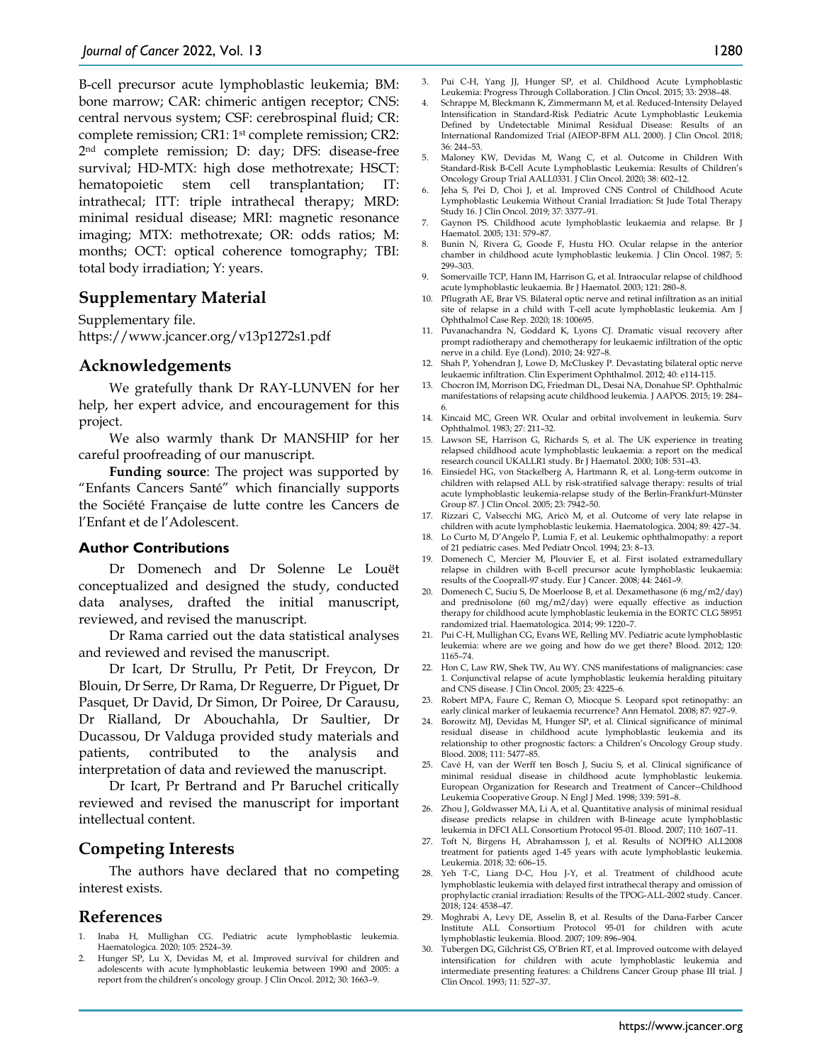B-cell precursor acute lymphoblastic leukemia; BM: bone marrow; CAR: chimeric antigen receptor; CNS: central nervous system; CSF: cerebrospinal fluid; CR: complete remission; CR1: 1st complete remission; CR2: 2nd complete remission; D: day; DFS: disease-free survival; HD-MTX: high dose methotrexate; HSCT: hematopoietic stem cell transplantation; IT: intrathecal; ITT: triple intrathecal therapy; MRD: minimal residual disease; MRI: magnetic resonance imaging; MTX: methotrexate; OR: odds ratios; M: months; OCT: optical coherence tomography; TBI: total body irradiation; Y: years.

## Supplementary Material

Supplementary file.
https://www.jcancer.org/v13p1272s1.pdf

## Acknowledgements

We gratefully thank Dr RAY-LUNVEN for her help, her expert advice, and encouragement for this project.

We also warmly thank Dr MANSHIP for her careful proofreading of our manuscript.

**Funding source**: The project was supported by "Enfants Cancers Santé" which financially supports the Société Française de lutte contre les Cancers de l'Enfant et de l'Adolescent.

### Author Contributions

Dr Domenech and Dr Solenne Le Louët conceptualized and designed the study, conducted data analyses, drafted the initial manuscript, reviewed, and revised the manuscript.

Dr Rama carried out the data statistical analyses and reviewed and revised the manuscript.

Dr Icart, Dr Strullu, Pr Petit, Dr Freycon, Dr Blouin, Dr Serre, Dr Rama, Dr Reguerre, Dr Piguet, Dr Pasquet, Dr David, Dr Simon, Dr Poiree, Dr Carausu, Dr Rialland, Dr Abouchahla, Dr Saultier, Dr Ducassou, Dr Valduga provided study materials and patients, contributed to the analysis and interpretation of data and reviewed the manuscript.

Dr Icart, Pr Bertrand and Pr Baruchel critically reviewed and revised the manuscript for important intellectual content.

## Competing Interests

The authors have declared that no competing interest exists.

## References

1. Inaba H, Mullighan CG. Pediatric acute lymphoblastic leukemia. Haematologica. 2020; 105: 2524–39.
2. Hunger SP, Lu X, Devidas M, et al. Improved survival for children and adolescents with acute lymphoblastic leukemia between 1990 and 2005: a report from the children's oncology group. J Clin Oncol. 2012; 30: 1663–9.
3. Pui C-H, Yang JJ, Hunger SP, et al. Childhood Acute Lymphoblastic Leukemia: Progress Through Collaboration. J Clin Oncol. 2015; 33: 2938–48.
4. Schrappe M, Bleckmann K, Zimmermann M, et al. Reduced-Intensity Delayed Intensification in Standard-Risk Pediatric Acute Lymphoblastic Leukemia Defined by Undetectable Minimal Residual Disease: Results of an International Randomized Trial (AIEOP-BFM ALL 2000). J Clin Oncol. 2018; 36: 244–53.
5. Maloney KW, Devidas M, Wang C, et al. Outcome in Children With Standard-Risk B-Cell Acute Lymphoblastic Leukemia: Results of Children's Oncology Group Trial AALL0331. J Clin Oncol. 2020; 38: 602–12.
6. Jeha S, Pei D, Choi J, et al. Improved CNS Control of Childhood Acute Lymphoblastic Leukemia Without Cranial Irradiation: St Jude Total Therapy Study 16. J Clin Oncol. 2019; 37: 3377–91.
7. Gaynon PS. Childhood acute lymphoblastic leukaemia and relapse. Br J Haematol. 2005; 131: 579–87.
8. Bunin N, Rivera G, Goode F, Hustu HO. Ocular relapse in the anterior chamber in childhood acute lymphoblastic leukemia. J Clin Oncol. 1987; 5: 299–303.
9. Somervaille TCP, Hann IM, Harrison G, et al. Intraocular relapse of childhood acute lymphoblastic leukaemia. Br J Haematol. 2003; 121: 280–8.
10. Pflugrath AE, Brar VS. Bilateral optic nerve and retinal infiltration as an initial site of relapse in a child with T-cell acute lymphoblastic leukemia. Am J Ophthalmol Case Rep. 2020; 18: 100695.
11. Puvanachandra N, Goddard K, Lyons CJ. Dramatic visual recovery after prompt radiotherapy and chemotherapy for leukaemic infiltration of the optic nerve in a child. Eye (Lond). 2010; 24: 927–8.
12. Shah P, Yohendran J, Lowe D, McCluskey P. Devastating bilateral optic nerve leukaemic infiltration. Clin Experiment Ophthalmol. 2012; 40: e114-115.
13. Chocron IM, Morrison DG, Friedman DL, Desai NA, Donahue SP. Ophthalmic manifestations of relapsing acute childhood leukemia. J AAPOS. 2015; 19: 284–6.
14. Kincaid MC, Green WR. Ocular and orbital involvement in leukemia. Surv Ophthalmol. 1983; 27: 211–32.
15. Lawson SE, Harrison G, Richards S, et al. The UK experience in treating relapsed childhood acute lymphoblastic leukaemia: a report on the medical research council UKALLR1 study. Br J Haematol. 2000; 108: 531–43.
16. Einsiedel HG, von Stackelberg A, Hartmann R, et al. Long-term outcome in children with relapsed ALL by risk-stratified salvage therapy: results of trial acute lymphoblastic leukemia-relapse study of the Berlin-Frankfurt-Münster Group 87. J Clin Oncol. 2005; 23: 7942–50.
17. Rizzari C, Valsecchi MG, Aricò M, et al. Outcome of very late relapse in children with acute lymphoblastic leukemia. Haematologica. 2004; 89: 427–34.
18. Lo Curto M, D'Angelo P, Lumia F, et al. Leukemic ophthalmopathy: a report of 21 pediatric cases. Med Pediatr Oncol. 1994; 23: 8–13.
19. Domenech C, Mercier M, Plouvier E, et al. First isolated extramedullary relapse in children with B-cell precursor acute lymphoblastic leukaemia: results of the Cooprall-97 study. Eur J Cancer. 2008; 44: 2461–9.
20. Domenech C, Suciu S, De Moerloose B, et al. Dexamethasone (6 mg/m2/day) and prednisolone (60 mg/m2/day) were equally effective as induction therapy for childhood acute lymphoblastic leukemia in the EORTC CLG 58951 randomized trial. Haematologica. 2014; 99: 1220–7.
21. Pui C-H, Mullighan CG, Evans WE, Relling MV. Pediatric acute lymphoblastic leukemia: where are we going and how do we get there? Blood. 2012; 120: 1165–74.
22. Hon C, Law RW, Shek TW, Au WY. CNS manifestations of malignancies: case 1. Conjunctival relapse of acute lymphoblastic leukemia heralding pituitary and CNS disease. J Clin Oncol. 2005; 23: 4225–6.
23. Robert MPA, Faure C, Reman O, Miocque S. Leopard spot retinopathy: an early clinical marker of leukaemia recurrence? Ann Hematol. 2008; 87: 927–9.
24. Borowitz MJ, Devidas M, Hunger SP, et al. Clinical significance of minimal residual disease in childhood acute lymphoblastic leukemia and its relationship to other prognostic factors: a Children's Oncology Group study. Blood. 2008; 111: 5477–85.
25. Cavé H, van der Werff ten Bosch J, Suciu S, et al. Clinical significance of minimal residual disease in childhood acute lymphoblastic leukemia. European Organization for Research and Treatment of Cancer--Childhood Leukemia Cooperative Group. N Engl J Med. 1998; 339: 591–8.
26. Zhou J, Goldwasser MA, Li A, et al. Quantitative analysis of minimal residual disease predicts relapse in children with B-lineage acute lymphoblastic leukemia in DFCI ALL Consortium Protocol 95-01. Blood. 2007; 110: 1607–11.
27. Toft N, Birgens H, Abrahamsson J, et al. Results of NOPHO ALL2008 treatment for patients aged 1-45 years with acute lymphoblastic leukemia. Leukemia. 2018; 32: 606–15.
28. Yeh T-C, Liang D-C, Hou J-Y, et al. Treatment of childhood acute lymphoblastic leukemia with delayed first intrathecal therapy and omission of prophylactic cranial irradiation: Results of the TPOG-ALL-2002 study. Cancer. 2018; 124: 4538–47.
29. Moghrabi A, Levy DE, Asselin B, et al. Results of the Dana-Farber Cancer Institute ALL Consortium Protocol 95-01 for children with acute lymphoblastic leukemia. Blood. 2007; 109: 896–904.
30. Tubergen DG, Gilchrist GS, O'Brien RT, et al. Improved outcome with delayed intensification for children with acute lymphoblastic leukemia and intermediate presenting features: a Childrens Cancer Group phase III trial. J Clin Oncol. 1993; 11: 527–37.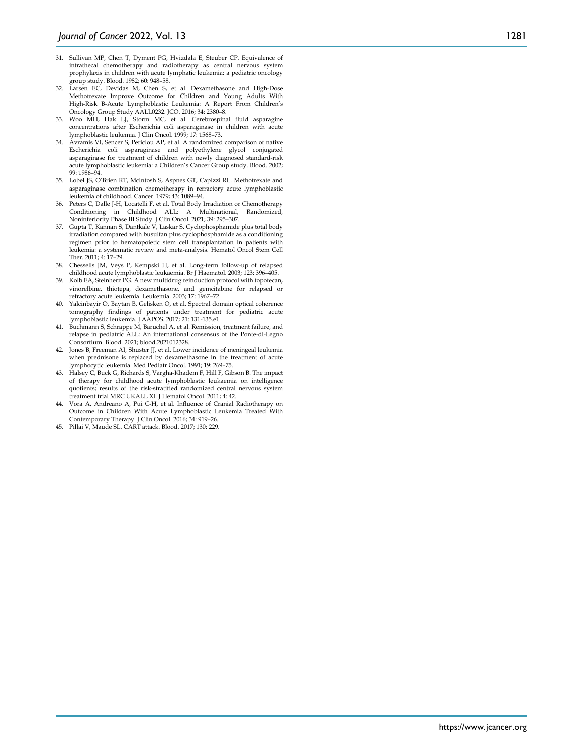31. Sullivan MP, Chen T, Dyment PG, Hvizdala E, Steuber CP. Equivalence of intrathecal chemotherapy and radiotherapy as central nervous system prophylaxis in children with acute lymphatic leukemia: a pediatric oncology group study. Blood. 1982; 60: 948–58.
32. Larsen EC, Devidas M, Chen S, et al. Dexamethasone and High-Dose Methotrexate Improve Outcome for Children and Young Adults With High-Risk B-Acute Lymphoblastic Leukemia: A Report From Children's Oncology Group Study AALL0232. JCO. 2016; 34: 2380–8.
33. Woo MH, Hak LJ, Storm MC, et al. Cerebrospinal fluid asparagine concentrations after Escherichia coli asparaginase in children with acute lymphoblastic leukemia. J Clin Oncol. 1999; 17: 1568–73.
34. Avramis VI, Sencer S, Periclou AP, et al. A randomized comparison of native Escherichia coli asparaginase and polyethylene glycol conjugated asparaginase for treatment of children with newly diagnosed standard-risk acute lymphoblastic leukemia: a Children's Cancer Group study. Blood. 2002; 99: 1986–94.
35. Lobel JS, O'Brien RT, McIntosh S, Aspnes GT, Capizzi RL. Methotrexate and asparaginase combination chemotherapy in refractory acute lymphoblastic leukemia of childhood. Cancer. 1979; 43: 1089–94.
36. Peters C, Dalle J-H, Locatelli F, et al. Total Body Irradiation or Chemotherapy Conditioning in Childhood ALL: A Multinational, Randomized, Noninferiority Phase III Study. J Clin Oncol. 2021; 39: 295–307.
37. Gupta T, Kannan S, Dantkale V, Laskar S. Cyclophosphamide plus total body irradiation compared with busulfan plus cyclophosphamide as a conditioning regimen prior to hematopoietic stem cell transplantation in patients with leukemia: a systematic review and meta-analysis. Hematol Oncol Stem Cell Ther. 2011; 4: 17–29.
38. Chessells JM, Veys P, Kempski H, et al. Long-term follow-up of relapsed childhood acute lymphoblastic leukaemia. Br J Haematol. 2003; 123: 396–405.
39. Kolb EA, Steinherz PG. A new multidrug reinduction protocol with topotecan, vinorelbine, thiotepa, dexamethasone, and gemcitabine for relapsed or refractory acute leukemia. Leukemia. 2003; 17: 1967–72.
40. Yalcinbayir O, Baytan B, Gelisken O, et al. Spectral domain optical coherence tomography findings of patients under treatment for pediatric acute lymphoblastic leukemia. J AAPOS. 2017; 21: 131-135.e1.
41. Buchmann S, Schrappe M, Baruchel A, et al. Remission, treatment failure, and relapse in pediatric ALL: An international consensus of the Ponte-di-Legno Consortium. Blood. 2021; blood.2021012328.
42. Jones B, Freeman AI, Shuster JJ, et al. Lower incidence of meningeal leukemia when prednisone is replaced by dexamethasone in the treatment of acute lymphocytic leukemia. Med Pediatr Oncol. 1991; 19: 269–75.
43. Halsey C, Buck G, Richards S, Vargha-Khadem F, Hill F, Gibson B. The impact of therapy for childhood acute lymphoblastic leukaemia on intelligence quotients; results of the risk-stratified randomized central nervous system treatment trial MRC UKALL XI. J Hematol Oncol. 2011; 4: 42.
44. Vora A, Andreano A, Pui C-H, et al. Influence of Cranial Radiotherapy on Outcome in Children With Acute Lymphoblastic Leukemia Treated With Contemporary Therapy. J Clin Oncol. 2016; 34: 919–26.
45. Pillai V, Maude SL. CART attack. Blood. 2017; 130: 229.